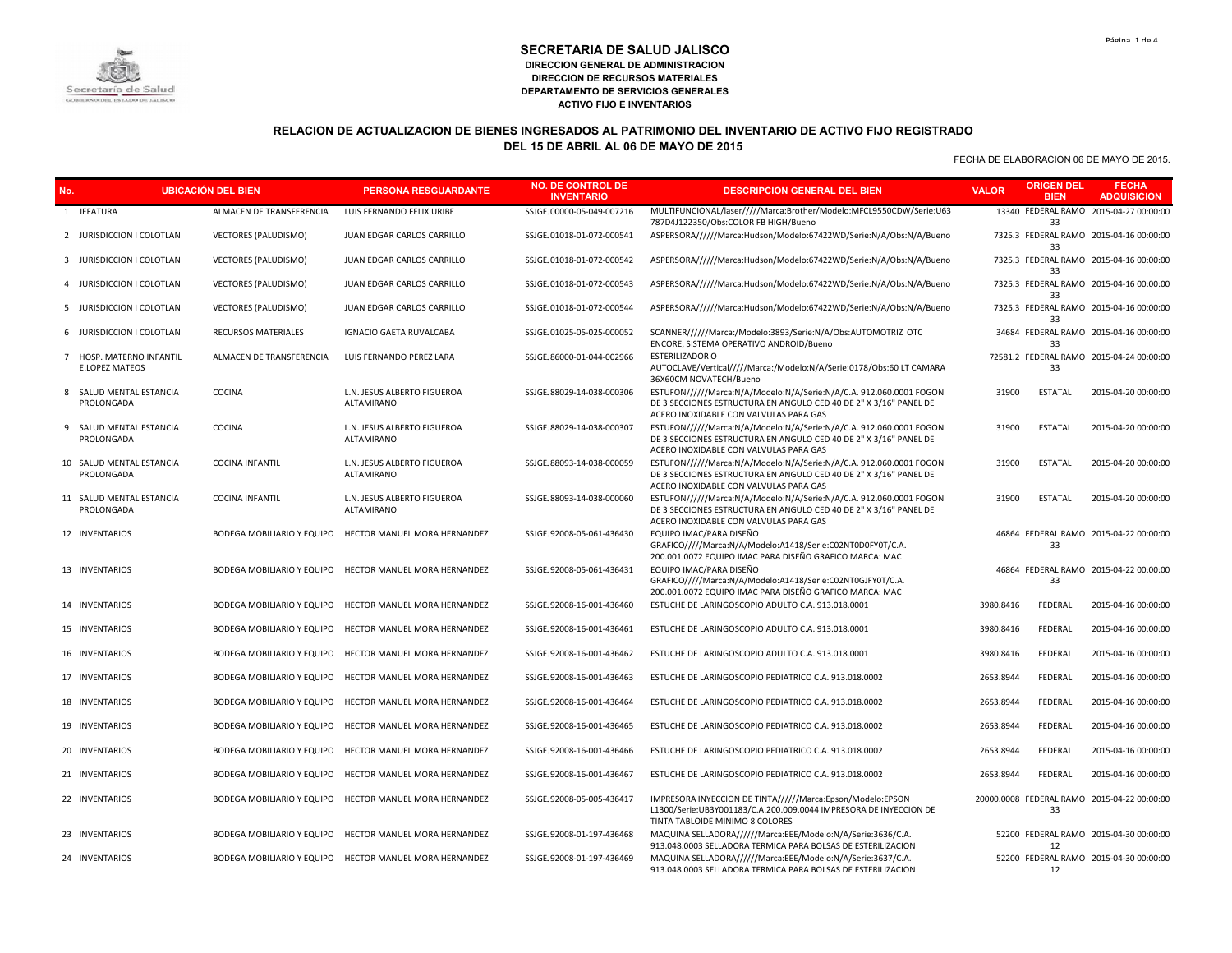# SECRETARIA DE SALUD JALISCO

**DIRECCION GENERAL DE ADMINISTRACION**
**DIRECCION DE RECURSOS MATERIALES**
**DEPARTAMENTO DE SERVICIOS GENERALES**
**ACTIVO FIJO E INVENTARIOS**

## RELACION DE ACTUALIZACION DE BIENES INGRESADOS AL PATRIMONIO DEL INVENTARIO DE ACTIVO FIJO REGISTRADO
## DEL 15 DE ABRIL AL 06 DE MAYO DE 2015

FECHA DE ELABORACION 06 DE MAYO DE 2015.

| No. | UBICACIÓN DEL BIEN | | PERSONA RESGUARDANTE | NO. DE CONTROL DE INVENTARIO | DESCRIPCION GENERAL DEL BIEN | VALOR | ORIGEN DEL BIEN | FECHA ADQUISICION |
|---|---|---|---|---|---|---|---|---|
| 1 | JEFATURA | ALMACEN DE TRANSFERENCIA | LUIS FERNANDO FELIX URIBE | SSJGEJ00000-05-049-007216 | MULTIFUNCIONAL/laser/////Marca:Brother/Modelo:MFCL9550CDW/Serie:U63 787D4J122350/Obs:COLOR FB HIGH/Bueno | 13340 | FEDERAL RAMO 33 | 2015-04-27 00:00:00 |
| 2 | JURISDICCION I COLOTLAN | VECTORES (PALUDISMO) | JUAN EDGAR CARLOS CARRILLO | SSJGEJ01018-01-072-000541 | ASPERSORA//////Marca:Hudson/Modelo:67422WD/Serie:N/A/Obs:N/A/Bueno | 7325.3 | FEDERAL RAMO 33 | 2015-04-16 00:00:00 |
| 3 | JURISDICCION I COLOTLAN | VECTORES (PALUDISMO) | JUAN EDGAR CARLOS CARRILLO | SSJGEJ01018-01-072-000542 | ASPERSORA//////Marca:Hudson/Modelo:67422WD/Serie:N/A/Obs:N/A/Bueno | 7325.3 | FEDERAL RAMO 33 | 2015-04-16 00:00:00 |
| 4 | JURISDICCION I COLOTLAN | VECTORES (PALUDISMO) | JUAN EDGAR CARLOS CARRILLO | SSJGEJ01018-01-072-000543 | ASPERSORA//////Marca:Hudson/Modelo:67422WD/Serie:N/A/Obs:N/A/Bueno | 7325.3 | FEDERAL RAMO 33 | 2015-04-16 00:00:00 |
| 5 | JURISDICCION I COLOTLAN | VECTORES (PALUDISMO) | JUAN EDGAR CARLOS CARRILLO | SSJGEJ01018-01-072-000544 | ASPERSORA//////Marca:Hudson/Modelo:67422WD/Serie:N/A/Obs:N/A/Bueno | 7325.3 | FEDERAL RAMO 33 | 2015-04-16 00:00:00 |
| 6 | JURISDICCION I COLOTLAN | RECURSOS MATERIALES | IGNACIO GAETA RUVALCABA | SSJGEJ01025-05-025-000052 | SCANNER//////Marca:/Modelo:3893/Serie:N/A/Obs:AUTOMOTRIZ OTC ENCORE, SISTEMA OPERATIVO ANDROID/Bueno | 34684 | FEDERAL RAMO 33 | 2015-04-16 00:00:00 |
| 7 | HOSP. MATERNO INFANTIL E.LOPEZ MATEOS | ALMACEN DE TRANSFERENCIA | LUIS FERNANDO PEREZ LARA | SSJGEJ86000-01-044-002966 | ESTERILIZADOR O AUTOCLAVE/Vertical/////Marca:/Modelo:N/A/Serie:0178/Obs:60 LT CAMARA 36X60CM NOVATECH/Bueno | 72581.2 | FEDERAL RAMO 33 | 2015-04-24 00:00:00 |
| 8 | SALUD MENTAL ESTANCIA PROLONGADA | COCINA | L.N. JESUS ALBERTO FIGUEROA ALTAMIRANO | SSJGEJ88029-14-038-000306 | ESTUFON//////Marca:N/A/Modelo:N/A/Serie:N/A/C.A. 912.060.0001 FOGON DE 3 SECCIONES ESTRUCTURA EN ANGULO CED 40 DE 2" X 3/16" PANEL DE ACERO INOXIDABLE CON VALVULAS PARA GAS | 31900 | ESTATAL | 2015-04-20 00:00:00 |
| 9 | SALUD MENTAL ESTANCIA PROLONGADA | COCINA | L.N. JESUS ALBERTO FIGUEROA ALTAMIRANO | SSJGEJ88029-14-038-000307 | ESTUFON//////Marca:N/A/Modelo:N/A/Serie:N/A/C.A. 912.060.0001 FOGON DE 3 SECCIONES ESTRUCTURA EN ANGULO CED 40 DE 2" X 3/16" PANEL DE ACERO INOXIDABLE CON VALVULAS PARA GAS | 31900 | ESTATAL | 2015-04-20 00:00:00 |
| 10 | SALUD MENTAL ESTANCIA PROLONGADA | COCINA INFANTIL | L.N. JESUS ALBERTO FIGUEROA ALTAMIRANO | SSJGEJ88093-14-038-000059 | ESTUFON//////Marca:N/A/Modelo:N/A/Serie:N/A/C.A. 912.060.0001 FOGON DE 3 SECCIONES ESTRUCTURA EN ANGULO CED 40 DE 2" X 3/16" PANEL DE ACERO INOXIDABLE CON VALVULAS PARA GAS | 31900 | ESTATAL | 2015-04-20 00:00:00 |
| 11 | SALUD MENTAL ESTANCIA PROLONGADA | COCINA INFANTIL | L.N. JESUS ALBERTO FIGUEROA ALTAMIRANO | SSJGEJ88093-14-038-000060 | ESTUFON//////Marca:N/A/Modelo:N/A/Serie:N/A/C.A. 912.060.0001 FOGON DE 3 SECCIONES ESTRUCTURA EN ANGULO CED 40 DE 2" X 3/16" PANEL DE ACERO INOXIDABLE CON VALVULAS PARA GAS | 31900 | ESTATAL | 2015-04-20 00:00:00 |
| 12 | INVENTARIOS | BODEGA MOBILIARIO Y EQUIPO | HECTOR MANUEL MORA HERNANDEZ | SSJGEJ92008-05-061-436430 | EQUIPO IMAC/PARA DISEÑO GRAFICO/////Marca:N/A/Modelo:A1418/Serie:C02NT0D0FY0T/C.A. 200.001.0072 EQUIPO IMAC PARA DISEÑO GRAFICO MARCA: MAC | 46864 | FEDERAL RAMO 33 | 2015-04-22 00:00:00 |
| 13 | INVENTARIOS | BODEGA MOBILIARIO Y EQUIPO | HECTOR MANUEL MORA HERNANDEZ | SSJGEJ92008-05-061-436431 | EQUIPO IMAC/PARA DISEÑO GRAFICO/////Marca:N/A/Modelo:A1418/Serie:C02NT0GJFY0T/C.A. 200.001.0072 EQUIPO IMAC PARA DISEÑO GRAFICO MARCA: MAC | 46864 | FEDERAL RAMO 33 | 2015-04-22 00:00:00 |
| 14 | INVENTARIOS | BODEGA MOBILIARIO Y EQUIPO | HECTOR MANUEL MORA HERNANDEZ | SSJGEJ92008-16-001-436460 | ESTUCHE DE LARINGOSCOPIO ADULTO C.A. 913.018.0001 | 3980.8416 | FEDERAL | 2015-04-16 00:00:00 |
| 15 | INVENTARIOS | BODEGA MOBILIARIO Y EQUIPO | HECTOR MANUEL MORA HERNANDEZ | SSJGEJ92008-16-001-436461 | ESTUCHE DE LARINGOSCOPIO ADULTO C.A. 913.018.0001 | 3980.8416 | FEDERAL | 2015-04-16 00:00:00 |
| 16 | INVENTARIOS | BODEGA MOBILIARIO Y EQUIPO | HECTOR MANUEL MORA HERNANDEZ | SSJGEJ92008-16-001-436462 | ESTUCHE DE LARINGOSCOPIO ADULTO C.A. 913.018.0001 | 3980.8416 | FEDERAL | 2015-04-16 00:00:00 |
| 17 | INVENTARIOS | BODEGA MOBILIARIO Y EQUIPO | HECTOR MANUEL MORA HERNANDEZ | SSJGEJ92008-16-001-436463 | ESTUCHE DE LARINGOSCOPIO PEDIATRICO C.A. 913.018.0002 | 2653.8944 | FEDERAL | 2015-04-16 00:00:00 |
| 18 | INVENTARIOS | BODEGA MOBILIARIO Y EQUIPO | HECTOR MANUEL MORA HERNANDEZ | SSJGEJ92008-16-001-436464 | ESTUCHE DE LARINGOSCOPIO PEDIATRICO C.A. 913.018.0002 | 2653.8944 | FEDERAL | 2015-04-16 00:00:00 |
| 19 | INVENTARIOS | BODEGA MOBILIARIO Y EQUIPO | HECTOR MANUEL MORA HERNANDEZ | SSJGEJ92008-16-001-436465 | ESTUCHE DE LARINGOSCOPIO PEDIATRICO C.A. 913.018.0002 | 2653.8944 | FEDERAL | 2015-04-16 00:00:00 |
| 20 | INVENTARIOS | BODEGA MOBILIARIO Y EQUIPO | HECTOR MANUEL MORA HERNANDEZ | SSJGEJ92008-16-001-436466 | ESTUCHE DE LARINGOSCOPIO PEDIATRICO C.A. 913.018.0002 | 2653.8944 | FEDERAL | 2015-04-16 00:00:00 |
| 21 | INVENTARIOS | BODEGA MOBILIARIO Y EQUIPO | HECTOR MANUEL MORA HERNANDEZ | SSJGEJ92008-16-001-436467 | ESTUCHE DE LARINGOSCOPIO PEDIATRICO C.A. 913.018.0002 | 2653.8944 | FEDERAL | 2015-04-16 00:00:00 |
| 22 | INVENTARIOS | BODEGA MOBILIARIO Y EQUIPO | HECTOR MANUEL MORA HERNANDEZ | SSJGEJ92008-05-005-436417 | IMPRESORA INYECCION DE TINTA//////Marca:Epson/Modelo:EPSON L1300/Serie:UB3Y001183/C.A.200.009.0044 IMPRESORA DE INYECCION DE TINTA TABLOIDE MINIMO 8 COLORES | 20000.0008 | FEDERAL RAMO 33 | 2015-04-22 00:00:00 |
| 23 | INVENTARIOS | BODEGA MOBILIARIO Y EQUIPO | HECTOR MANUEL MORA HERNANDEZ | SSJGEJ92008-01-197-436468 | MAQUINA SELLADORA//////Marca:EEE/Modelo:N/A/Serie:3636/C.A. 913.048.0003 SELLADORA TERMICA PARA BOLSAS DE ESTERILIZACION | 52200 | FEDERAL RAMO 12 | 2015-04-30 00:00:00 |
| 24 | INVENTARIOS | BODEGA MOBILIARIO Y EQUIPO | HECTOR MANUEL MORA HERNANDEZ | SSJGEJ92008-01-197-436469 | MAQUINA SELLADORA//////Marca:EEE/Modelo:N/A/Serie:3637/C.A. 913.048.0003 SELLADORA TERMICA PARA BOLSAS DE ESTERILIZACION | 52200 | FEDERAL RAMO 12 | 2015-04-30 00:00:00 |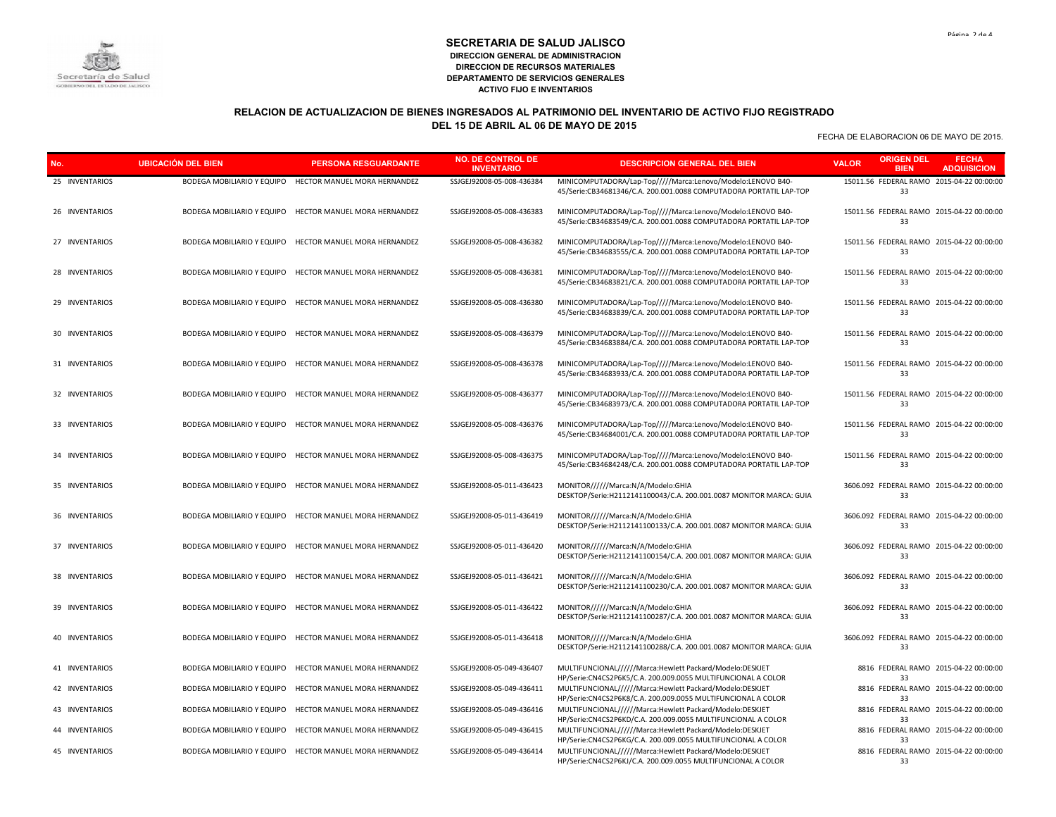# SECRETARIA DE SALUD JALISCO

**DIRECCION GENERAL DE ADMINISTRACION**
**DIRECCION DE RECURSOS MATERIALES**
**DEPARTAMENTO DE SERVICIOS GENERALES**
**ACTIVO FIJO E INVENTARIOS**

## RELACION DE ACTUALIZACION DE BIENES INGRESADOS AL PATRIMONIO DEL INVENTARIO DE ACTIVO FIJO REGISTRADO DEL 15 DE ABRIL AL 06 DE MAYO DE 2015

FECHA DE ELABORACION 06 DE MAYO DE 2015.

| No. | UBICACIÓN DEL BIEN | | PERSONA RESGUARDANTE | NO. DE CONTROL DE INVENTARIO | DESCRIPCION GENERAL DEL BIEN | VALOR | ORIGEN DEL BIEN | FECHA ADQUISICION |
|---|---|---|---|---|---|---|---|---|
| 25 | INVENTARIOS | BODEGA MOBILIARIO Y EQUIPO | HECTOR MANUEL MORA HERNANDEZ | SSJGEJ92008-05-008-436384 | MINICOMPUTADORA/Lap-Top/////Marca:Lenovo/Modelo:LENOVO B40-45/Serie:CB34681346/C.A. 200.001.0088 COMPUTADORA PORTATIL LAP-TOP | 15011.56 | FEDERAL RAMO 33 | 2015-04-22 00:00:00 |
| 26 | INVENTARIOS | BODEGA MOBILIARIO Y EQUIPO | HECTOR MANUEL MORA HERNANDEZ | SSJGEJ92008-05-008-436383 | MINICOMPUTADORA/Lap-Top/////Marca:Lenovo/Modelo:LENOVO B40-45/Serie:CB34683549/C.A. 200.001.0088 COMPUTADORA PORTATIL LAP-TOP | 15011.56 | FEDERAL RAMO 33 | 2015-04-22 00:00:00 |
| 27 | INVENTARIOS | BODEGA MOBILIARIO Y EQUIPO | HECTOR MANUEL MORA HERNANDEZ | SSJGEJ92008-05-008-436382 | MINICOMPUTADORA/Lap-Top/////Marca:Lenovo/Modelo:LENOVO B40-45/Serie:CB34683555/C.A. 200.001.0088 COMPUTADORA PORTATIL LAP-TOP | 15011.56 | FEDERAL RAMO 33 | 2015-04-22 00:00:00 |
| 28 | INVENTARIOS | BODEGA MOBILIARIO Y EQUIPO | HECTOR MANUEL MORA HERNANDEZ | SSJGEJ92008-05-008-436381 | MINICOMPUTADORA/Lap-Top/////Marca:Lenovo/Modelo:LENOVO B40-45/Serie:CB34683821/C.A. 200.001.0088 COMPUTADORA PORTATIL LAP-TOP | 15011.56 | FEDERAL RAMO 33 | 2015-04-22 00:00:00 |
| 29 | INVENTARIOS | BODEGA MOBILIARIO Y EQUIPO | HECTOR MANUEL MORA HERNANDEZ | SSJGEJ92008-05-008-436380 | MINICOMPUTADORA/Lap-Top/////Marca:Lenovo/Modelo:LENOVO B40-45/Serie:CB34683839/C.A. 200.001.0088 COMPUTADORA PORTATIL LAP-TOP | 15011.56 | FEDERAL RAMO 33 | 2015-04-22 00:00:00 |
| 30 | INVENTARIOS | BODEGA MOBILIARIO Y EQUIPO | HECTOR MANUEL MORA HERNANDEZ | SSJGEJ92008-05-008-436379 | MINICOMPUTADORA/Lap-Top/////Marca:Lenovo/Modelo:LENOVO B40-45/Serie:CB34683884/C.A. 200.001.0088 COMPUTADORA PORTATIL LAP-TOP | 15011.56 | FEDERAL RAMO 33 | 2015-04-22 00:00:00 |
| 31 | INVENTARIOS | BODEGA MOBILIARIO Y EQUIPO | HECTOR MANUEL MORA HERNANDEZ | SSJGEJ92008-05-008-436378 | MINICOMPUTADORA/Lap-Top/////Marca:Lenovo/Modelo:LENOVO B40-45/Serie:CB34683933/C.A. 200.001.0088 COMPUTADORA PORTATIL LAP-TOP | 15011.56 | FEDERAL RAMO 33 | 2015-04-22 00:00:00 |
| 32 | INVENTARIOS | BODEGA MOBILIARIO Y EQUIPO | HECTOR MANUEL MORA HERNANDEZ | SSJGEJ92008-05-008-436377 | MINICOMPUTADORA/Lap-Top/////Marca:Lenovo/Modelo:LENOVO B40-45/Serie:CB34683973/C.A. 200.001.0088 COMPUTADORA PORTATIL LAP-TOP | 15011.56 | FEDERAL RAMO 33 | 2015-04-22 00:00:00 |
| 33 | INVENTARIOS | BODEGA MOBILIARIO Y EQUIPO | HECTOR MANUEL MORA HERNANDEZ | SSJGEJ92008-05-008-436376 | MINICOMPUTADORA/Lap-Top/////Marca:Lenovo/Modelo:LENOVO B40-45/Serie:CB34684001/C.A. 200.001.0088 COMPUTADORA PORTATIL LAP-TOP | 15011.56 | FEDERAL RAMO 33 | 2015-04-22 00:00:00 |
| 34 | INVENTARIOS | BODEGA MOBILIARIO Y EQUIPO | HECTOR MANUEL MORA HERNANDEZ | SSJGEJ92008-05-008-436375 | MINICOMPUTADORA/Lap-Top/////Marca:Lenovo/Modelo:LENOVO B40-45/Serie:CB34684248/C.A. 200.001.0088 COMPUTADORA PORTATIL LAP-TOP | 15011.56 | FEDERAL RAMO 33 | 2015-04-22 00:00:00 |
| 35 | INVENTARIOS | BODEGA MOBILIARIO Y EQUIPO | HECTOR MANUEL MORA HERNANDEZ | SSJGEJ92008-05-011-436423 | MONITOR//////Marca:N/A/Modelo:GHIA DESKTOP/Serie:H2112141100043/C.A. 200.001.0087 MONITOR MARCA: GUIA | 3606.092 | FEDERAL RAMO 33 | 2015-04-22 00:00:00 |
| 36 | INVENTARIOS | BODEGA MOBILIARIO Y EQUIPO | HECTOR MANUEL MORA HERNANDEZ | SSJGEJ92008-05-011-436419 | MONITOR//////Marca:N/A/Modelo:GHIA DESKTOP/Serie:H2112141100133/C.A. 200.001.0087 MONITOR MARCA: GUIA | 3606.092 | FEDERAL RAMO 33 | 2015-04-22 00:00:00 |
| 37 | INVENTARIOS | BODEGA MOBILIARIO Y EQUIPO | HECTOR MANUEL MORA HERNANDEZ | SSJGEJ92008-05-011-436420 | MONITOR//////Marca:N/A/Modelo:GHIA DESKTOP/Serie:H2112141100154/C.A. 200.001.0087 MONITOR MARCA: GUIA | 3606.092 | FEDERAL RAMO 33 | 2015-04-22 00:00:00 |
| 38 | INVENTARIOS | BODEGA MOBILIARIO Y EQUIPO | HECTOR MANUEL MORA HERNANDEZ | SSJGEJ92008-05-011-436421 | MONITOR//////Marca:N/A/Modelo:GHIA DESKTOP/Serie:H2112141100230/C.A. 200.001.0087 MONITOR MARCA: GUIA | 3606.092 | FEDERAL RAMO 33 | 2015-04-22 00:00:00 |
| 39 | INVENTARIOS | BODEGA MOBILIARIO Y EQUIPO | HECTOR MANUEL MORA HERNANDEZ | SSJGEJ92008-05-011-436422 | MONITOR//////Marca:N/A/Modelo:GHIA DESKTOP/Serie:H2112141100287/C.A. 200.001.0087 MONITOR MARCA: GUIA | 3606.092 | FEDERAL RAMO 33 | 2015-04-22 00:00:00 |
| 40 | INVENTARIOS | BODEGA MOBILIARIO Y EQUIPO | HECTOR MANUEL MORA HERNANDEZ | SSJGEJ92008-05-011-436418 | MONITOR//////Marca:N/A/Modelo:GHIA DESKTOP/Serie:H2112141100288/C.A. 200.001.0087 MONITOR MARCA: GUIA | 3606.092 | FEDERAL RAMO 33 | 2015-04-22 00:00:00 |
| 41 | INVENTARIOS | BODEGA MOBILIARIO Y EQUIPO | HECTOR MANUEL MORA HERNANDEZ | SSJGEJ92008-05-049-436407 | MULTIFUNCIONAL//////Marca:Hewlett Packard/Modelo:DESKJET HP/Serie:CN4CS2P6K5/C.A. 200.009.0055 MULTIFUNCIONAL A COLOR | 8816 | FEDERAL RAMO 33 | 2015-04-22 00:00:00 |
| 42 | INVENTARIOS | BODEGA MOBILIARIO Y EQUIPO | HECTOR MANUEL MORA HERNANDEZ | SSJGEJ92008-05-049-436411 | MULTIFUNCIONAL//////Marca:Hewlett Packard/Modelo:DESKJET HP/Serie:CN4CS2P6K8/C.A. 200.009.0055 MULTIFUNCIONAL A COLOR | 8816 | FEDERAL RAMO 33 | 2015-04-22 00:00:00 |
| 43 | INVENTARIOS | BODEGA MOBILIARIO Y EQUIPO | HECTOR MANUEL MORA HERNANDEZ | SSJGEJ92008-05-049-436416 | MULTIFUNCIONAL//////Marca:Hewlett Packard/Modelo:DESKJET HP/Serie:CN4CS2P6KD/C.A. 200.009.0055 MULTIFUNCIONAL A COLOR | 8816 | FEDERAL RAMO 33 | 2015-04-22 00:00:00 |
| 44 | INVENTARIOS | BODEGA MOBILIARIO Y EQUIPO | HECTOR MANUEL MORA HERNANDEZ | SSJGEJ92008-05-049-436415 | MULTIFUNCIONAL//////Marca:Hewlett Packard/Modelo:DESKJET HP/Serie:CN4CS2P6KG/C.A. 200.009.0055 MULTIFUNCIONAL A COLOR | 8816 | FEDERAL RAMO 33 | 2015-04-22 00:00:00 |
| 45 | INVENTARIOS | BODEGA MOBILIARIO Y EQUIPO | HECTOR MANUEL MORA HERNANDEZ | SSJGEJ92008-05-049-436414 | MULTIFUNCIONAL//////Marca:Hewlett Packard/Modelo:DESKJET HP/Serie:CN4CS2P6KJ/C.A. 200.009.0055 MULTIFUNCIONAL A COLOR | 8816 | FEDERAL RAMO 33 | 2015-04-22 00:00:00 |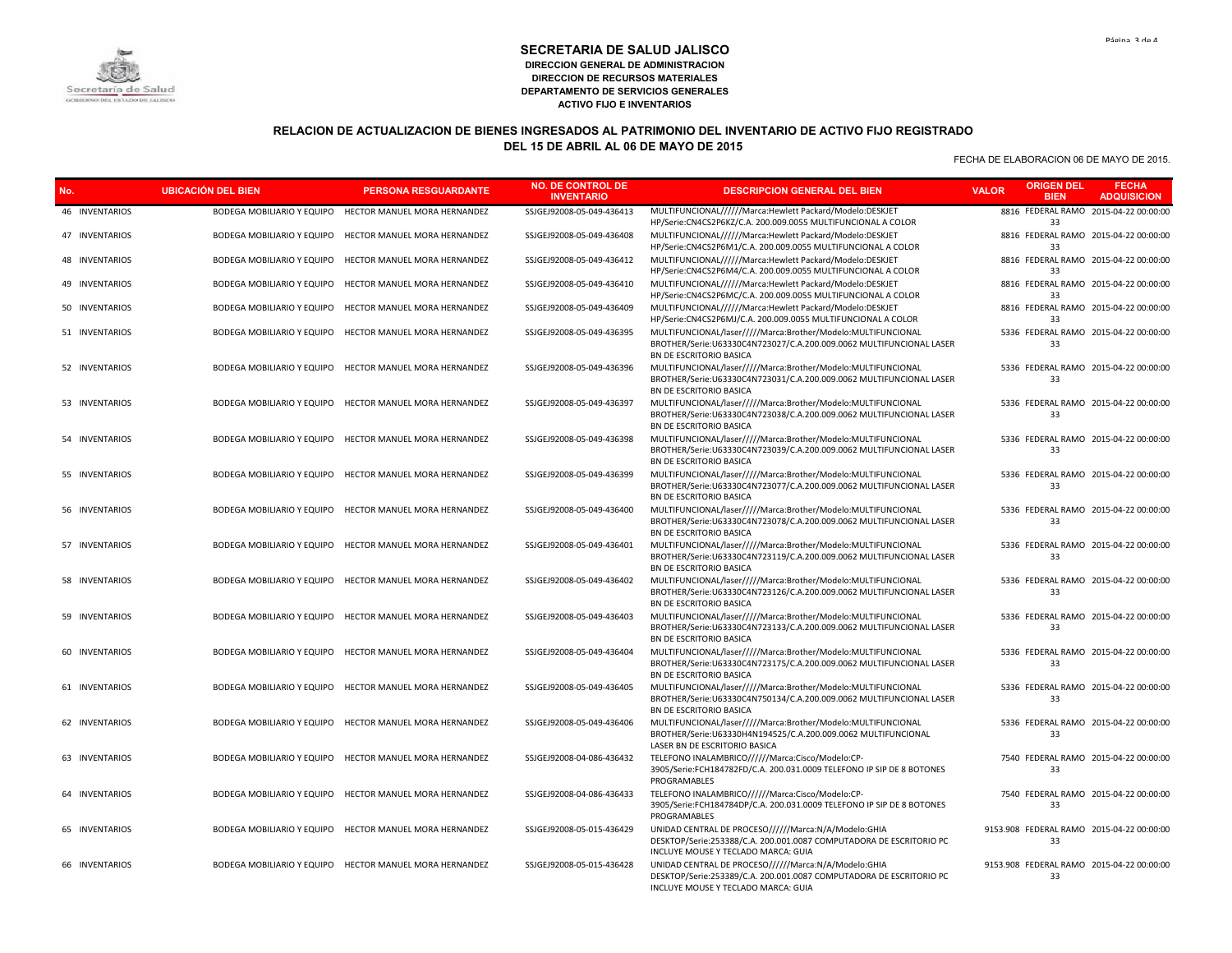# SECRETARIA DE SALUD JALISCO

**DIRECCION GENERAL DE ADMINISTRACION**
**DIRECCION DE RECURSOS MATERIALES**
**DEPARTAMENTO DE SERVICIOS GENERALES**
**ACTIVO FIJO E INVENTARIOS**

## RELACION DE ACTUALIZACION DE BIENES INGRESADOS AL PATRIMONIO DEL INVENTARIO DE ACTIVO FIJO REGISTRADO DEL 15 DE ABRIL AL 06 DE MAYO DE 2015

FECHA DE ELABORACION 06 DE MAYO DE 2015.

| No. | UBICACIÓN DEL BIEN | PERSONA RESGUARDANTE | NO. DE CONTROL DE INVENTARIO | DESCRIPCION GENERAL DEL BIEN | VALOR | ORIGEN DEL BIEN | FECHA ADQUISICION |
|---|---|---|---|---|---|---|---|
| 46 | INVENTARIOS BODEGA MOBILIARIO Y EQUIPO | HECTOR MANUEL MORA HERNANDEZ | SSJGEJ92008-05-049-436413 | MULTIFUNCIONAL//////Marca:Hewlett Packard/Modelo:DESKJET HP/Serie:CN4CS2P6KZ/C.A. 200.009.0055 MULTIFUNCIONAL A COLOR | 8816 | FEDERAL RAMO 33 | 2015-04-22 00:00:00 |
| 47 | INVENTARIOS BODEGA MOBILIARIO Y EQUIPO | HECTOR MANUEL MORA HERNANDEZ | SSJGEJ92008-05-049-436408 | MULTIFUNCIONAL//////Marca:Hewlett Packard/Modelo:DESKJET HP/Serie:CN4CS2P6M1/C.A. 200.009.0055 MULTIFUNCIONAL A COLOR | 8816 | FEDERAL RAMO 33 | 2015-04-22 00:00:00 |
| 48 | INVENTARIOS BODEGA MOBILIARIO Y EQUIPO | HECTOR MANUEL MORA HERNANDEZ | SSJGEJ92008-05-049-436412 | MULTIFUNCIONAL//////Marca:Hewlett Packard/Modelo:DESKJET HP/Serie:CN4CS2P6M4/C.A. 200.009.0055 MULTIFUNCIONAL A COLOR | 8816 | FEDERAL RAMO 33 | 2015-04-22 00:00:00 |
| 49 | INVENTARIOS BODEGA MOBILIARIO Y EQUIPO | HECTOR MANUEL MORA HERNANDEZ | SSJGEJ92008-05-049-436410 | MULTIFUNCIONAL//////Marca:Hewlett Packard/Modelo:DESKJET HP/Serie:CN4CS2P6MC/C.A. 200.009.0055 MULTIFUNCIONAL A COLOR | 8816 | FEDERAL RAMO 33 | 2015-04-22 00:00:00 |
| 50 | INVENTARIOS BODEGA MOBILIARIO Y EQUIPO | HECTOR MANUEL MORA HERNANDEZ | SSJGEJ92008-05-049-436409 | MULTIFUNCIONAL//////Marca:Hewlett Packard/Modelo:DESKJET HP/Serie:CN4CS2P6MJ/C.A. 200.009.0055 MULTIFUNCIONAL A COLOR | 8816 | FEDERAL RAMO 33 | 2015-04-22 00:00:00 |
| 51 | INVENTARIOS BODEGA MOBILIARIO Y EQUIPO | HECTOR MANUEL MORA HERNANDEZ | SSJGEJ92008-05-049-436395 | MULTIFUNCIONAL/laser/////Marca:Brother/Modelo:MULTIFUNCIONAL BROTHER/Serie:U63330C4N723027/C.A.200.009.0062 MULTIFUNCIONAL LASER BN DE ESCRITORIO BASICA | 5336 | FEDERAL RAMO 33 | 2015-04-22 00:00:00 |
| 52 | INVENTARIOS BODEGA MOBILIARIO Y EQUIPO | HECTOR MANUEL MORA HERNANDEZ | SSJGEJ92008-05-049-436396 | MULTIFUNCIONAL/laser/////Marca:Brother/Modelo:MULTIFUNCIONAL BROTHER/Serie:U63330C4N723031/C.A.200.009.0062 MULTIFUNCIONAL LASER BN DE ESCRITORIO BASICA | 5336 | FEDERAL RAMO 33 | 2015-04-22 00:00:00 |
| 53 | INVENTARIOS BODEGA MOBILIARIO Y EQUIPO | HECTOR MANUEL MORA HERNANDEZ | SSJGEJ92008-05-049-436397 | MULTIFUNCIONAL/laser/////Marca:Brother/Modelo:MULTIFUNCIONAL BROTHER/Serie:U63330C4N723038/C.A.200.009.0062 MULTIFUNCIONAL LASER BN DE ESCRITORIO BASICA | 5336 | FEDERAL RAMO 33 | 2015-04-22 00:00:00 |
| 54 | INVENTARIOS BODEGA MOBILIARIO Y EQUIPO | HECTOR MANUEL MORA HERNANDEZ | SSJGEJ92008-05-049-436398 | MULTIFUNCIONAL/laser/////Marca:Brother/Modelo:MULTIFUNCIONAL BROTHER/Serie:U63330C4N723039/C.A.200.009.0062 MULTIFUNCIONAL LASER BN DE ESCRITORIO BASICA | 5336 | FEDERAL RAMO 33 | 2015-04-22 00:00:00 |
| 55 | INVENTARIOS BODEGA MOBILIARIO Y EQUIPO | HECTOR MANUEL MORA HERNANDEZ | SSJGEJ92008-05-049-436399 | MULTIFUNCIONAL/laser/////Marca:Brother/Modelo:MULTIFUNCIONAL BROTHER/Serie:U63330C4N723077/C.A.200.009.0062 MULTIFUNCIONAL LASER BN DE ESCRITORIO BASICA | 5336 | FEDERAL RAMO 33 | 2015-04-22 00:00:00 |
| 56 | INVENTARIOS BODEGA MOBILIARIO Y EQUIPO | HECTOR MANUEL MORA HERNANDEZ | SSJGEJ92008-05-049-436400 | MULTIFUNCIONAL/laser/////Marca:Brother/Modelo:MULTIFUNCIONAL BROTHER/Serie:U63330C4N723078/C.A.200.009.0062 MULTIFUNCIONAL LASER BN DE ESCRITORIO BASICA | 5336 | FEDERAL RAMO 33 | 2015-04-22 00:00:00 |
| 57 | INVENTARIOS BODEGA MOBILIARIO Y EQUIPO | HECTOR MANUEL MORA HERNANDEZ | SSJGEJ92008-05-049-436401 | MULTIFUNCIONAL/laser/////Marca:Brother/Modelo:MULTIFUNCIONAL BROTHER/Serie:U63330C4N723119/C.A.200.009.0062 MULTIFUNCIONAL LASER BN DE ESCRITORIO BASICA | 5336 | FEDERAL RAMO 33 | 2015-04-22 00:00:00 |
| 58 | INVENTARIOS BODEGA MOBILIARIO Y EQUIPO | HECTOR MANUEL MORA HERNANDEZ | SSJGEJ92008-05-049-436402 | MULTIFUNCIONAL/laser/////Marca:Brother/Modelo:MULTIFUNCIONAL BROTHER/Serie:U63330C4N723126/C.A.200.009.0062 MULTIFUNCIONAL LASER BN DE ESCRITORIO BASICA | 5336 | FEDERAL RAMO 33 | 2015-04-22 00:00:00 |
| 59 | INVENTARIOS BODEGA MOBILIARIO Y EQUIPO | HECTOR MANUEL MORA HERNANDEZ | SSJGEJ92008-05-049-436403 | MULTIFUNCIONAL/laser/////Marca:Brother/Modelo:MULTIFUNCIONAL BROTHER/Serie:U63330C4N723133/C.A.200.009.0062 MULTIFUNCIONAL LASER BN DE ESCRITORIO BASICA | 5336 | FEDERAL RAMO 33 | 2015-04-22 00:00:00 |
| 60 | INVENTARIOS BODEGA MOBILIARIO Y EQUIPO | HECTOR MANUEL MORA HERNANDEZ | SSJGEJ92008-05-049-436404 | MULTIFUNCIONAL/laser/////Marca:Brother/Modelo:MULTIFUNCIONAL BROTHER/Serie:U63330C4N723175/C.A.200.009.0062 MULTIFUNCIONAL LASER BN DE ESCRITORIO BASICA | 5336 | FEDERAL RAMO 33 | 2015-04-22 00:00:00 |
| 61 | INVENTARIOS BODEGA MOBILIARIO Y EQUIPO | HECTOR MANUEL MORA HERNANDEZ | SSJGEJ92008-05-049-436405 | MULTIFUNCIONAL/laser/////Marca:Brother/Modelo:MULTIFUNCIONAL BROTHER/Serie:U63330C4N750134/C.A.200.009.0062 MULTIFUNCIONAL LASER BN DE ESCRITORIO BASICA | 5336 | FEDERAL RAMO 33 | 2015-04-22 00:00:00 |
| 62 | INVENTARIOS BODEGA MOBILIARIO Y EQUIPO | HECTOR MANUEL MORA HERNANDEZ | SSJGEJ92008-05-049-436406 | MULTIFUNCIONAL/laser/////Marca:Brother/Modelo:MULTIFUNCIONAL BROTHER/Serie:U63330H4N194525/C.A.200.009.0062 MULTIFUNCIONAL LASER BN DE ESCRITORIO BASICA | 5336 | FEDERAL RAMO 33 | 2015-04-22 00:00:00 |
| 63 | INVENTARIOS BODEGA MOBILIARIO Y EQUIPO | HECTOR MANUEL MORA HERNANDEZ | SSJGEJ92008-04-086-436432 | TELEFONO INALAMBRICO//////Marca:Cisco/Modelo:CP-3905/Serie:FCH184782FD/C.A. 200.031.0009 TELEFONO IP SIP DE 8 BOTONES PROGRAMABLES | 7540 | FEDERAL RAMO 33 | 2015-04-22 00:00:00 |
| 64 | INVENTARIOS BODEGA MOBILIARIO Y EQUIPO | HECTOR MANUEL MORA HERNANDEZ | SSJGEJ92008-04-086-436433 | TELEFONO INALAMBRICO//////Marca:Cisco/Modelo:CP-3905/Serie:FCH184784DP/C.A. 200.031.0009 TELEFONO IP SIP DE 8 BOTONES PROGRAMABLES | 7540 | FEDERAL RAMO 33 | 2015-04-22 00:00:00 |
| 65 | INVENTARIOS BODEGA MOBILIARIO Y EQUIPO | HECTOR MANUEL MORA HERNANDEZ | SSJGEJ92008-05-015-436429 | UNIDAD CENTRAL DE PROCESO//////Marca:N/A/Modelo:GHIA DESKTOP/Serie:253388/C.A. 200.001.0087 COMPUTADORA DE ESCRITORIO PC INCLUYE MOUSE Y TECLADO MARCA: GUIA | 9153.908 | FEDERAL RAMO 33 | 2015-04-22 00:00:00 |
| 66 | INVENTARIOS BODEGA MOBILIARIO Y EQUIPO | HECTOR MANUEL MORA HERNANDEZ | SSJGEJ92008-05-015-436428 | UNIDAD CENTRAL DE PROCESO//////Marca:N/A/Modelo:GHIA DESKTOP/Serie:253389/C.A. 200.001.0087 COMPUTADORA DE ESCRITORIO PC INCLUYE MOUSE Y TECLADO MARCA: GUIA | 9153.908 | FEDERAL RAMO 33 | 2015-04-22 00:00:00 |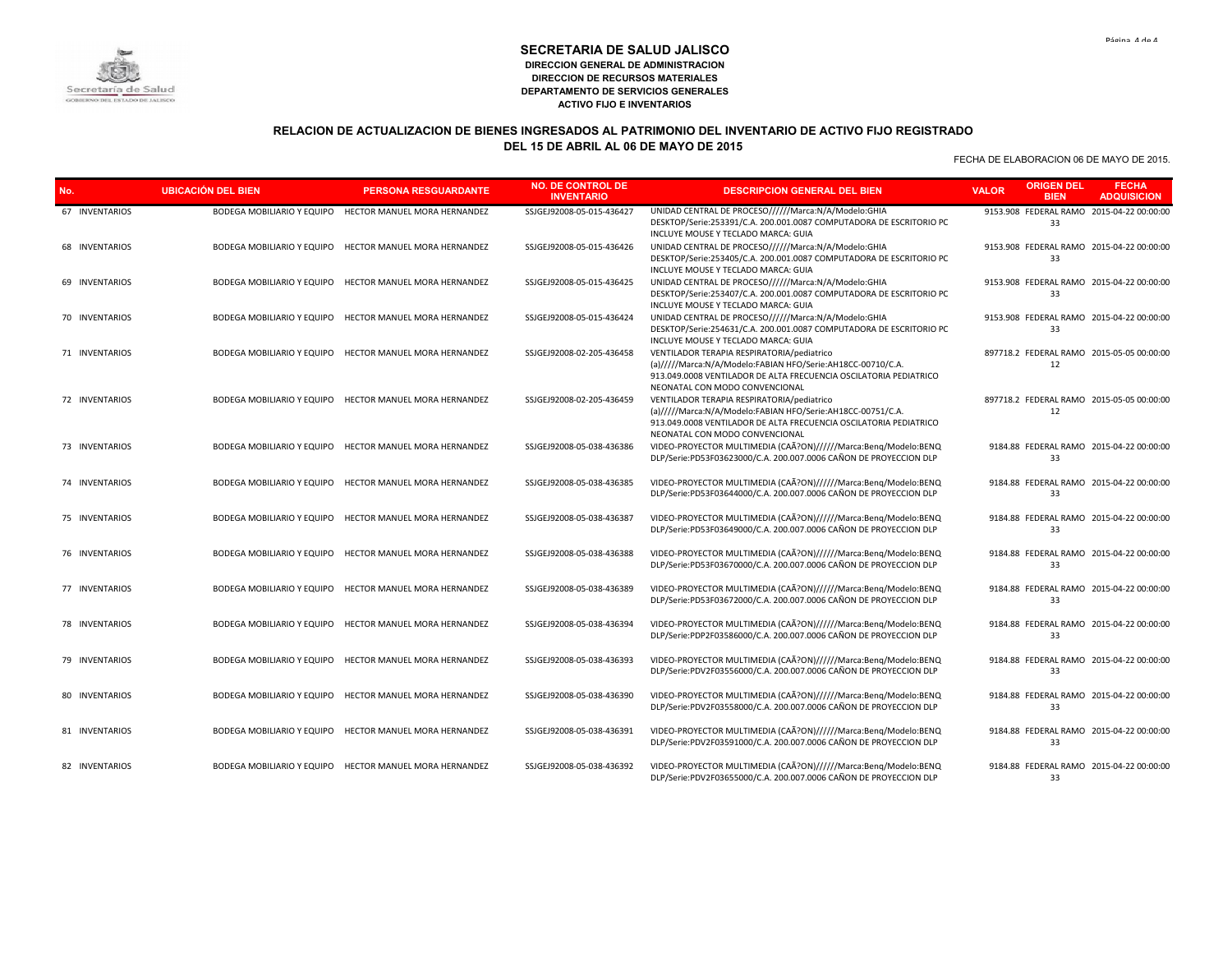**SECRETARIA DE SALUD JALISCO**
**DIRECCION GENERAL DE ADMINISTRACION**
**DIRECCION DE RECURSOS MATERIALES**
**DEPARTAMENTO DE SERVICIOS GENERALES**
**ACTIVO FIJO E INVENTARIOS**

## RELACION DE ACTUALIZACION DE BIENES INGRESADOS AL PATRIMONIO DEL INVENTARIO DE ACTIVO FIJO REGISTRADO DEL 15 DE ABRIL AL 06 DE MAYO DE 2015

FECHA DE ELABORACION 06 DE MAYO DE 2015.

| No. | UBICACIÓN DEL BIEN | | PERSONA RESGUARDANTE | NO. DE CONTROL DE INVENTARIO | DESCRIPCION GENERAL DEL BIEN | VALOR | ORIGEN DEL BIEN | FECHA ADQUISICION |
|---|---|---|---|---|---|---|---|---|
| 67 | INVENTARIOS | BODEGA MOBILIARIO Y EQUIPO | HECTOR MANUEL MORA HERNANDEZ | SSJGEJ92008-05-015-436427 | UNIDAD CENTRAL DE PROCESO//////Marca:N/A/Modelo:GHIA DESKTOP/Serie:253391/C.A. 200.001.0087 COMPUTADORA DE ESCRITORIO PC INCLUYE MOUSE Y TECLADO MARCA: GUIA | 9153.908 | FEDERAL RAMO 33 | 2015-04-22 00:00:00 |
| 68 | INVENTARIOS | BODEGA MOBILIARIO Y EQUIPO | HECTOR MANUEL MORA HERNANDEZ | SSJGEJ92008-05-015-436426 | UNIDAD CENTRAL DE PROCESO//////Marca:N/A/Modelo:GHIA DESKTOP/Serie:253405/C.A. 200.001.0087 COMPUTADORA DE ESCRITORIO PC INCLUYE MOUSE Y TECLADO MARCA: GUIA | 9153.908 | FEDERAL RAMO 33 | 2015-04-22 00:00:00 |
| 69 | INVENTARIOS | BODEGA MOBILIARIO Y EQUIPO | HECTOR MANUEL MORA HERNANDEZ | SSJGEJ92008-05-015-436425 | UNIDAD CENTRAL DE PROCESO//////Marca:N/A/Modelo:GHIA DESKTOP/Serie:253407/C.A. 200.001.0087 COMPUTADORA DE ESCRITORIO PC INCLUYE MOUSE Y TECLADO MARCA: GUIA | 9153.908 | FEDERAL RAMO 33 | 2015-04-22 00:00:00 |
| 70 | INVENTARIOS | BODEGA MOBILIARIO Y EQUIPO | HECTOR MANUEL MORA HERNANDEZ | SSJGEJ92008-05-015-436424 | UNIDAD CENTRAL DE PROCESO//////Marca:N/A/Modelo:GHIA DESKTOP/Serie:254631/C.A. 200.001.0087 COMPUTADORA DE ESCRITORIO PC INCLUYE MOUSE Y TECLADO MARCA: GUIA | 9153.908 | FEDERAL RAMO 33 | 2015-04-22 00:00:00 |
| 71 | INVENTARIOS | BODEGA MOBILIARIO Y EQUIPO | HECTOR MANUEL MORA HERNANDEZ | SSJGEJ92008-02-205-436458 | VENTILADOR TERAPIA RESPIRATORIA/pediatrico (a)/////Marca:N/A/Modelo:FABIAN HFO/Serie:AH18CC-00710/C.A. 913.049.0008 VENTILADOR DE ALTA FRECUENCIA OSCILATORIA PEDIATRICO NEONATAL CON MODO CONVENCIONAL | 897718.2 | FEDERAL RAMO 12 | 2015-05-05 00:00:00 |
| 72 | INVENTARIOS | BODEGA MOBILIARIO Y EQUIPO | HECTOR MANUEL MORA HERNANDEZ | SSJGEJ92008-02-205-436459 | VENTILADOR TERAPIA RESPIRATORIA/pediatrico (a)/////Marca:N/A/Modelo:FABIAN HFO/Serie:AH18CC-00751/C.A. 913.049.0008 VENTILADOR DE ALTA FRECUENCIA OSCILATORIA PEDIATRICO NEONATAL CON MODO CONVENCIONAL | 897718.2 | FEDERAL RAMO 12 | 2015-05-05 00:00:00 |
| 73 | INVENTARIOS | BODEGA MOBILIARIO Y EQUIPO | HECTOR MANUEL MORA HERNANDEZ | SSJGEJ92008-05-038-436386 | VIDEO-PROYECTOR MULTIMEDIA (CAÃ?ON)//////Marca:Benq/Modelo:BENQ DLP/Serie:PD53F03623000/C.A. 200.007.0006 CAÑON DE PROYECCION DLP | 9184.88 | FEDERAL RAMO 33 | 2015-04-22 00:00:00 |
| 74 | INVENTARIOS | BODEGA MOBILIARIO Y EQUIPO | HECTOR MANUEL MORA HERNANDEZ | SSJGEJ92008-05-038-436385 | VIDEO-PROYECTOR MULTIMEDIA (CAÃ?ON)//////Marca:Benq/Modelo:BENQ DLP/Serie:PD53F03644000/C.A. 200.007.0006 CAÑON DE PROYECCION DLP | 9184.88 | FEDERAL RAMO 33 | 2015-04-22 00:00:00 |
| 75 | INVENTARIOS | BODEGA MOBILIARIO Y EQUIPO | HECTOR MANUEL MORA HERNANDEZ | SSJGEJ92008-05-038-436387 | VIDEO-PROYECTOR MULTIMEDIA (CAÃ?ON)//////Marca:Benq/Modelo:BENQ DLP/Serie:PD53F03649000/C.A. 200.007.0006 CAÑON DE PROYECCION DLP | 9184.88 | FEDERAL RAMO 33 | 2015-04-22 00:00:00 |
| 76 | INVENTARIOS | BODEGA MOBILIARIO Y EQUIPO | HECTOR MANUEL MORA HERNANDEZ | SSJGEJ92008-05-038-436388 | VIDEO-PROYECTOR MULTIMEDIA (CAÃ?ON)//////Marca:Benq/Modelo:BENQ DLP/Serie:PD53F03670000/C.A. 200.007.0006 CAÑON DE PROYECCION DLP | 9184.88 | FEDERAL RAMO 33 | 2015-04-22 00:00:00 |
| 77 | INVENTARIOS | BODEGA MOBILIARIO Y EQUIPO | HECTOR MANUEL MORA HERNANDEZ | SSJGEJ92008-05-038-436389 | VIDEO-PROYECTOR MULTIMEDIA (CAÃ?ON)//////Marca:Benq/Modelo:BENQ DLP/Serie:PD53F03672000/C.A. 200.007.0006 CAÑON DE PROYECCION DLP | 9184.88 | FEDERAL RAMO 33 | 2015-04-22 00:00:00 |
| 78 | INVENTARIOS | BODEGA MOBILIARIO Y EQUIPO | HECTOR MANUEL MORA HERNANDEZ | SSJGEJ92008-05-038-436394 | VIDEO-PROYECTOR MULTIMEDIA (CAÃ?ON)//////Marca:Benq/Modelo:BENQ DLP/Serie:PDP2F03586000/C.A. 200.007.0006 CAÑON DE PROYECCION DLP | 9184.88 | FEDERAL RAMO 33 | 2015-04-22 00:00:00 |
| 79 | INVENTARIOS | BODEGA MOBILIARIO Y EQUIPO | HECTOR MANUEL MORA HERNANDEZ | SSJGEJ92008-05-038-436393 | VIDEO-PROYECTOR MULTIMEDIA (CAÃ?ON)//////Marca:Benq/Modelo:BENQ DLP/Serie:PDV2F03556000/C.A. 200.007.0006 CAÑON DE PROYECCION DLP | 9184.88 | FEDERAL RAMO 33 | 2015-04-22 00:00:00 |
| 80 | INVENTARIOS | BODEGA MOBILIARIO Y EQUIPO | HECTOR MANUEL MORA HERNANDEZ | SSJGEJ92008-05-038-436390 | VIDEO-PROYECTOR MULTIMEDIA (CAÃ?ON)//////Marca:Benq/Modelo:BENQ DLP/Serie:PDV2F03558000/C.A. 200.007.0006 CAÑON DE PROYECCION DLP | 9184.88 | FEDERAL RAMO 33 | 2015-04-22 00:00:00 |
| 81 | INVENTARIOS | BODEGA MOBILIARIO Y EQUIPO | HECTOR MANUEL MORA HERNANDEZ | SSJGEJ92008-05-038-436391 | VIDEO-PROYECTOR MULTIMEDIA (CAÃ?ON)//////Marca:Benq/Modelo:BENQ DLP/Serie:PDV2F03591000/C.A. 200.007.0006 CAÑON DE PROYECCION DLP | 9184.88 | FEDERAL RAMO 33 | 2015-04-22 00:00:00 |
| 82 | INVENTARIOS | BODEGA MOBILIARIO Y EQUIPO | HECTOR MANUEL MORA HERNANDEZ | SSJGEJ92008-05-038-436392 | VIDEO-PROYECTOR MULTIMEDIA (CAÃ?ON)//////Marca:Benq/Modelo:BENQ DLP/Serie:PDV2F03655000/C.A. 200.007.0006 CAÑON DE PROYECCION DLP | 9184.88 | FEDERAL RAMO 33 | 2015-04-22 00:00:00 |